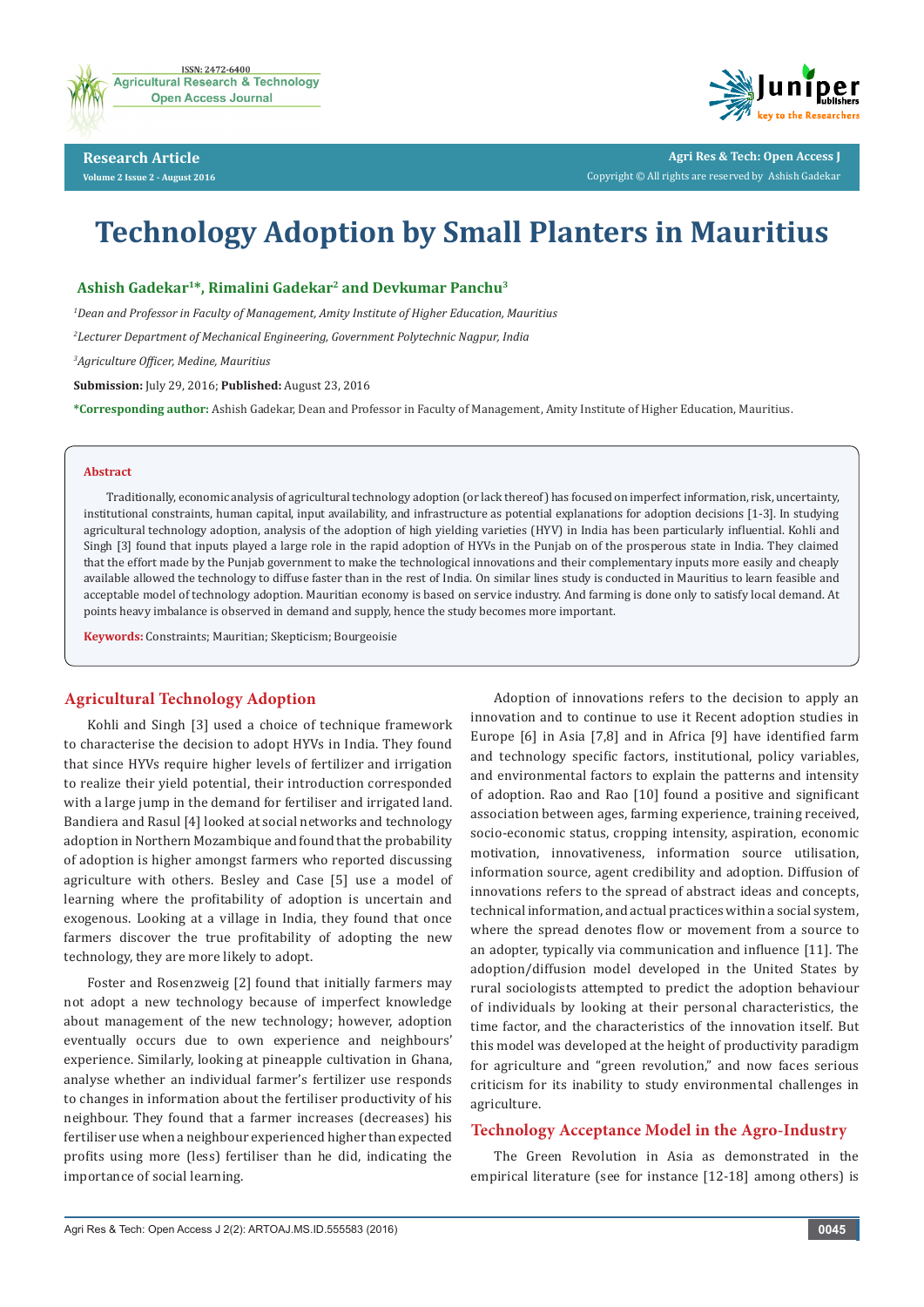# Technology Adoption by Small Planters in Mauritius

**Ashish Gadekar[1]\*, Rimalini Gadekar[2] and Devkumar Panchu[3]**

[1]*Dean and Professor in Faculty of Management, Amity Institute of Higher Education, Mauritius*

[2]*Lecturer Department of Mechanical Engineering, Government Polytechnic Nagpur, India*

[3]*Agriculture Officer, Medine, Mauritius*

**Submission:** July 29, 2016; **Published:** August 23, 2016

**\*Corresponding author:** Ashish Gadekar, Dean and Professor in Faculty of Management, Amity Institute of Higher Education, Mauritius.

**Abstract**

Traditionally, economic analysis of agricultural technology adoption (or lack thereof) has focused on imperfect information, risk, uncertainty, institutional constraints, human capital, input availability, and infrastructure as potential explanations for adoption decisions [1-3]. In studying agricultural technology adoption, analysis of the adoption of high yielding varieties (HYV) in India has been particularly influential. Kohli and Singh [3] found that inputs played a large role in the rapid adoption of HYVs in the Punjab on of the prosperous state in India. They claimed that the effort made by the Punjab government to make the technological innovations and their complementary inputs more easily and cheaply available allowed the technology to diffuse faster than in the rest of India. On similar lines study is conducted in Mauritius to learn feasible and acceptable model of technology adoption. Mauritian economy is based on service industry. And farming is done only to satisfy local demand. At points heavy imbalance is observed in demand and supply, hence the study becomes more important.

**Keywords:** Constraints; Mauritian; Skepticism; Bourgeoisie

## Agricultural Technology Adoption

Kohli and Singh [3] used a choice of technique framework to characterise the decision to adopt HYVs in India. They found that since HYVs require higher levels of fertilizer and irrigation to realize their yield potential, their introduction corresponded with a large jump in the demand for fertiliser and irrigated land. Bandiera and Rasul [4] looked at social networks and technology adoption in Northern Mozambique and found that the probability of adoption is higher amongst farmers who reported discussing agriculture with others. Besley and Case [5] use a model of learning where the profitability of adoption is uncertain and exogenous. Looking at a village in India, they found that once farmers discover the true profitability of adopting the new technology, they are more likely to adopt.

Foster and Rosenzweig [2] found that initially farmers may not adopt a new technology because of imperfect knowledge about management of the new technology; however, adoption eventually occurs due to own experience and neighbours' experience. Similarly, looking at pineapple cultivation in Ghana, analyse whether an individual farmer's fertilizer use responds to changes in information about the fertiliser productivity of his neighbour. They found that a farmer increases (decreases) his fertiliser use when a neighbour experienced higher than expected profits using more (less) fertiliser than he did, indicating the importance of social learning.

Adoption of innovations refers to the decision to apply an innovation and to continue to use it Recent adoption studies in Europe [6] in Asia [7,8] and in Africa [9] have identified farm and technology specific factors, institutional, policy variables, and environmental factors to explain the patterns and intensity of adoption. Rao and Rao [10] found a positive and significant association between ages, farming experience, training received, socio-economic status, cropping intensity, aspiration, economic motivation, innovativeness, information source utilisation, information source, agent credibility and adoption. Diffusion of innovations refers to the spread of abstract ideas and concepts, technical information, and actual practices within a social system, where the spread denotes flow or movement from a source to an adopter, typically via communication and influence [11]. The adoption/diffusion model developed in the United States by rural sociologists attempted to predict the adoption behaviour of individuals by looking at their personal characteristics, the time factor, and the characteristics of the innovation itself. But this model was developed at the height of productivity paradigm for agriculture and "green revolution," and now faces serious criticism for its inability to study environmental challenges in agriculture.

## Technology Acceptance Model in the Agro-Industry

The Green Revolution in Asia as demonstrated in the empirical literature (see for instance [12-18] among others) is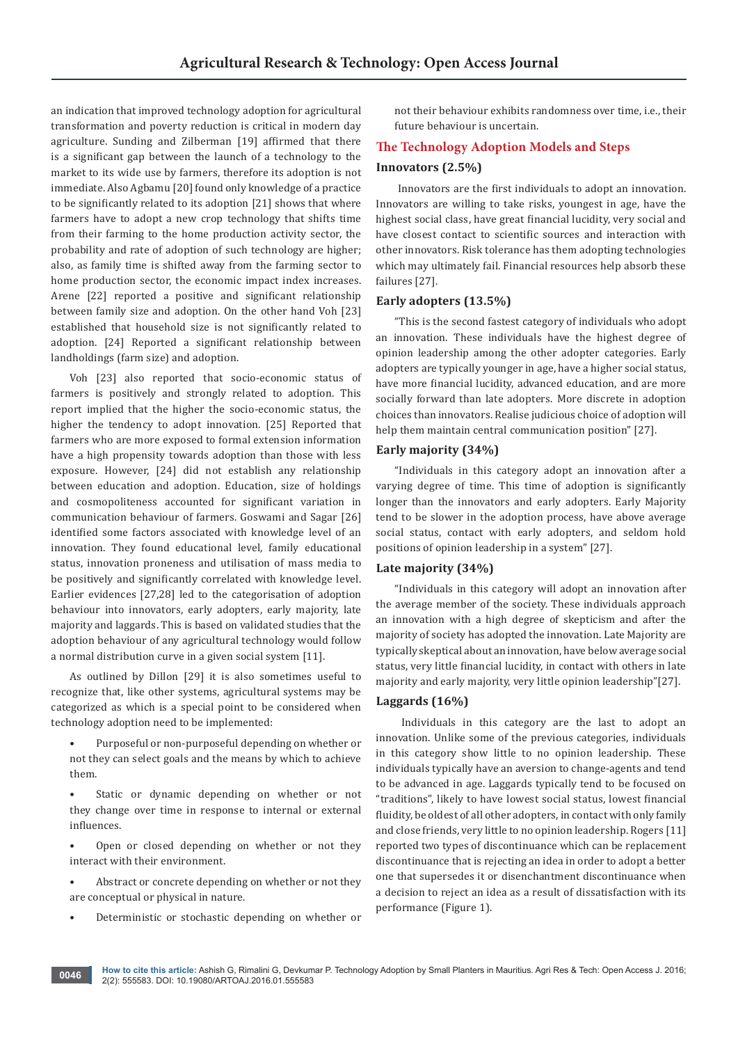an indication that improved technology adoption for agricultural transformation and poverty reduction is critical in modern day agriculture. Sunding and Zilberman [19] affirmed that there is a significant gap between the launch of a technology to the market to its wide use by farmers, therefore its adoption is not immediate. Also Agbamu [20] found only knowledge of a practice to be significantly related to its adoption [21] shows that where farmers have to adopt a new crop technology that shifts time from their farming to the home production activity sector, the probability and rate of adoption of such technology are higher; also, as family time is shifted away from the farming sector to home production sector, the economic impact index increases. Arene [22] reported a positive and significant relationship between family size and adoption. On the other hand Voh [23] established that household size is not significantly related to adoption. [24] Reported a significant relationship between landholdings (farm size) and adoption.

Voh [23] also reported that socio-economic status of farmers is positively and strongly related to adoption. This report implied that the higher the socio-economic status, the higher the tendency to adopt innovation. [25] Reported that farmers who are more exposed to formal extension information have a high propensity towards adoption than those with less exposure. However, [24] did not establish any relationship between education and adoption. Education, size of holdings and cosmopoliteness accounted for significant variation in communication behaviour of farmers. Goswami and Sagar [26] identified some factors associated with knowledge level of an innovation. They found educational level, family educational status, innovation proneness and utilisation of mass media to be positively and significantly correlated with knowledge level. Earlier evidences [27,28] led to the categorisation of adoption behaviour into innovators, early adopters, early majority, late majority and laggards. This is based on validated studies that the adoption behaviour of any agricultural technology would follow a normal distribution curve in a given social system [11].

As outlined by Dillon [29] it is also sometimes useful to recognize that, like other systems, agricultural systems may be categorized as which is a special point to be considered when technology adoption need to be implemented:

- Purposeful or non-purposeful depending on whether or not they can select goals and the means by which to achieve them.
- Static or dynamic depending on whether or not they change over time in response to internal or external influences.
- Open or closed depending on whether or not they interact with their environment.
- Abstract or concrete depending on whether or not they are conceptual or physical in nature.
- Deterministic or stochastic depending on whether or not their behaviour exhibits randomness over time, i.e., their future behaviour is uncertain.

## The Technology Adoption Models and Steps

### Innovators (2.5%)

Innovators are the first individuals to adopt an innovation. Innovators are willing to take risks, youngest in age, have the highest social class, have great financial lucidity, very social and have closest contact to scientific sources and interaction with other innovators. Risk tolerance has them adopting technologies which may ultimately fail. Financial resources help absorb these failures [27].

### Early adopters (13.5%)

"This is the second fastest category of individuals who adopt an innovation. These individuals have the highest degree of opinion leadership among the other adopter categories. Early adopters are typically younger in age, have a higher social status, have more financial lucidity, advanced education, and are more socially forward than late adopters. More discrete in adoption choices than innovators. Realise judicious choice of adoption will help them maintain central communication position" [27].

### Early majority (34%)

"Individuals in this category adopt an innovation after a varying degree of time. This time of adoption is significantly longer than the innovators and early adopters. Early Majority tend to be slower in the adoption process, have above average social status, contact with early adopters, and seldom hold positions of opinion leadership in a system" [27].

### Late majority (34%)

"Individuals in this category will adopt an innovation after the average member of the society. These individuals approach an innovation with a high degree of skepticism and after the majority of society has adopted the innovation. Late Majority are typically skeptical about an innovation, have below average social status, very little financial lucidity, in contact with others in late majority and early majority, very little opinion leadership"[27].

### Laggards (16%)

Individuals in this category are the last to adopt an innovation. Unlike some of the previous categories, individuals in this category show little to no opinion leadership. These individuals typically have an aversion to change-agents and tend to be advanced in age. Laggards typically tend to be focused on "traditions", likely to have lowest social status, lowest financial fluidity, be oldest of all other adopters, in contact with only family and close friends, very little to no opinion leadership. Rogers [11] reported two types of discontinuance which can be replacement discontinuance that is rejecting an idea in order to adopt a better one that supersedes it or disenchantment discontinuance when a decision to reject an idea as a result of dissatisfaction with its performance (Figure 1).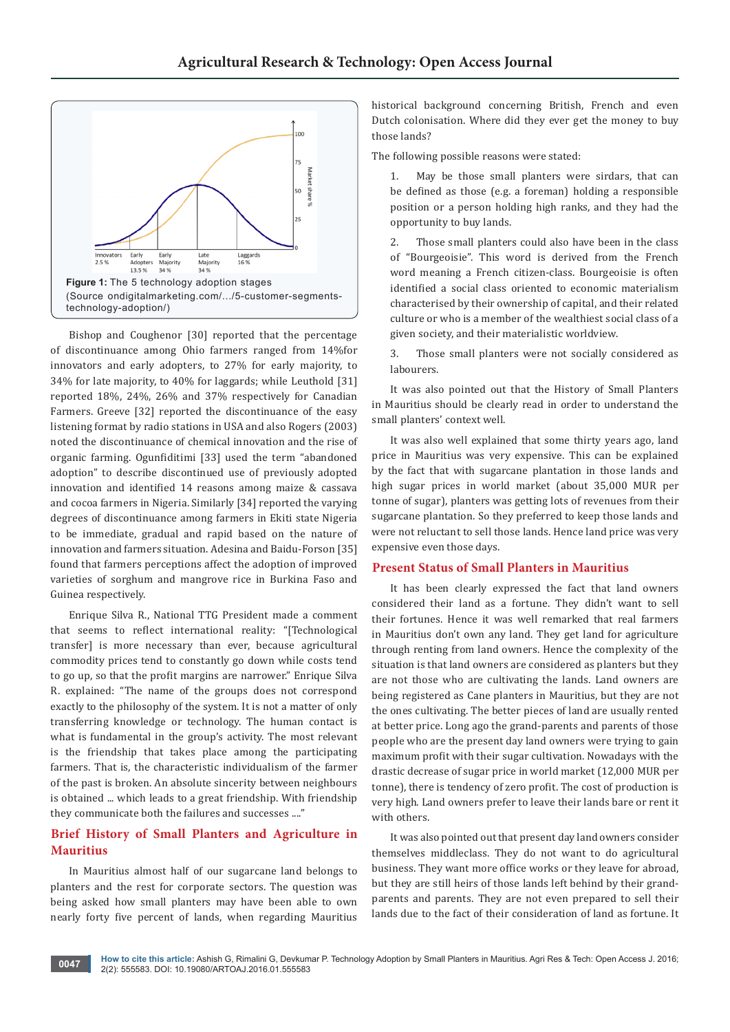**Figure 1:** The 5 technology adoption stages (Source ondigitalmarketing.com/…/5-customer-segments-technology-adoption/)

Bishop and Coughenor [30] reported that the percentage of discontinuance among Ohio farmers ranged from 14%for innovators and early adopters, to 27% for early majority, to 34% for late majority, to 40% for laggards; while Leuthold [31] reported 18%, 24%, 26% and 37% respectively for Canadian Farmers. Greeve [32] reported the discontinuance of the easy listening format by radio stations in USA and also Rogers (2003) noted the discontinuance of chemical innovation and the rise of organic farming. Ogunfiditimi [33] used the term "abandoned adoption" to describe discontinued use of previously adopted innovation and identified 14 reasons among maize & cassava and cocoa farmers in Nigeria. Similarly [34] reported the varying degrees of discontinuance among farmers in Ekiti state Nigeria to be immediate, gradual and rapid based on the nature of innovation and farmers situation. Adesina and Baidu-Forson [35] found that farmers perceptions affect the adoption of improved varieties of sorghum and mangrove rice in Burkina Faso and Guinea respectively.

Enrique Silva R., National TTG President made a comment that seems to reflect international reality: "[Technological transfer] is more necessary than ever, because agricultural commodity prices tend to constantly go down while costs tend to go up, so that the profit margins are narrower." Enrique Silva R. explained: "The name of the groups does not correspond exactly to the philosophy of the system. It is not a matter of only transferring knowledge or technology. The human contact is what is fundamental in the group's activity. The most relevant is the friendship that takes place among the participating farmers. That is, the characteristic individualism of the farmer of the past is broken. An absolute sincerity between neighbours is obtained ... which leads to a great friendship. With friendship they communicate both the failures and successes ...."

## Brief History of Small Planters and Agriculture in Mauritius

In Mauritius almost half of our sugarcane land belongs to planters and the rest for corporate sectors. The question was being asked how small planters may have been able to own nearly forty five percent of lands, when regarding Mauritius historical background concerning British, French and even Dutch colonisation. Where did they ever get the money to buy those lands?

The following possible reasons were stated:

1. May be those small planters were sirdars, that can be defined as those (e.g. a foreman) holding a responsible position or a person holding high ranks, and they had the opportunity to buy lands.
2. Those small planters could also have been in the class of "Bourgeoisie". This word is derived from the French word meaning a French citizen-class. Bourgeoisie is often identified a social class oriented to economic materialism characterised by their ownership of capital, and their related culture or who is a member of the wealthiest social class of a given society, and their materialistic worldview.
3. Those small planters were not socially considered as labourers.

It was also pointed out that the History of Small Planters in Mauritius should be clearly read in order to understand the small planters' context well.

It was also well explained that some thirty years ago, land price in Mauritius was very expensive. This can be explained by the fact that with sugarcane plantation in those lands and high sugar prices in world market (about 35,000 MUR per tonne of sugar), planters was getting lots of revenues from their sugarcane plantation. So they preferred to keep those lands and were not reluctant to sell those lands. Hence land price was very expensive even those days.

## Present Status of Small Planters in Mauritius

It has been clearly expressed the fact that land owners considered their land as a fortune. They didn't want to sell their fortunes. Hence it was well remarked that real farmers in Mauritius don't own any land. They get land for agriculture through renting from land owners. Hence the complexity of the situation is that land owners are considered as planters but they are not those who are cultivating the lands. Land owners are being registered as Cane planters in Mauritius, but they are not the ones cultivating. The better pieces of land are usually rented at better price. Long ago the grand-parents and parents of those people who are the present day land owners were trying to gain maximum profit with their sugar cultivation. Nowadays with the drastic decrease of sugar price in world market (12,000 MUR per tonne), there is tendency of zero profit. The cost of production is very high. Land owners prefer to leave their lands bare or rent it with others.

It was also pointed out that present day land owners consider themselves middleclass. They do not want to do agricultural business. They want more office works or they leave for abroad, but they are still heirs of those lands left behind by their grand-parents and parents. They are not even prepared to sell their lands due to the fact of their consideration of land as fortune. It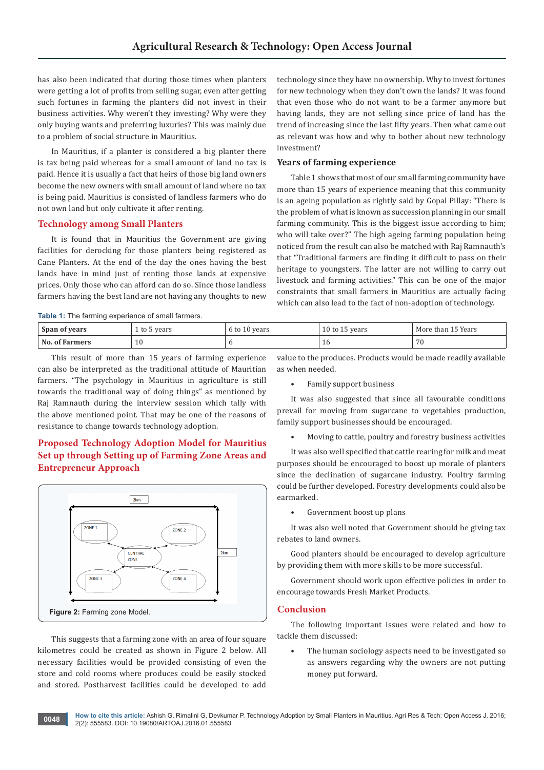has also been indicated that during those times when planters were getting a lot of profits from selling sugar, even after getting such fortunes in farming the planters did not invest in their business activities. Why weren't they investing? Why were they only buying wants and preferring luxuries? This was mainly due to a problem of social structure in Mauritius.

In Mauritius, if a planter is considered a big planter there is tax being paid whereas for a small amount of land no tax is paid. Hence it is usually a fact that heirs of those big land owners become the new owners with small amount of land where no tax is being paid. Mauritius is consisted of landless farmers who do not own land but only cultivate it after renting.

## Technology among Small Planters

It is found that in Mauritius the Government are giving facilities for derocking for those planters being registered as Cane Planters. At the end of the day the ones having the best lands have in mind just of renting those lands at expensive prices. Only those who can afford can do so. Since those landless farmers having the best land are not having any thoughts to new technology since they have no ownership. Why to invest fortunes for new technology when they don't own the lands? It was found that even those who do not want to be a farmer anymore but having lands, they are not selling since price of land has the trend of increasing since the last fifty years. Then what came out as relevant was how and why to bother about new technology investment?

## Years of farming experience

Table 1 shows that most of our small farming community have more than 15 years of experience meaning that this community is an ageing population as rightly said by Gopal Pillay: "There is the problem of what is known as succession planning in our small farming community. This is the biggest issue according to him; who will take over?" The high ageing farming population being noticed from the result can also be matched with Raj Ramnauth's that "Traditional farmers are finding it difficult to pass on their heritage to youngsters. The latter are not willing to carry out livestock and farming activities." This can be one of the major constraints that small farmers in Mauritius are actually facing which can also lead to the fact of non-adoption of technology.

**Table 1:** The farming experience of small farmers.

| **Span of years** | 1 to 5 years | 6 to 10 years | 10 to 15 years | More than 15 Years |
|---|---|---|---|---|
| **No. of Farmers** | 10 | 6 | 16 | 70 |

This result of more than 15 years of farming experience can also be interpreted as the traditional attitude of Mauritian farmers. "The psychology in Mauritius in agriculture is still towards the traditional way of doing things" as mentioned by Raj Ramnauth during the interview session which tally with the above mentioned point. That may be one of the reasons of resistance to change towards technology adoption.

## Proposed Technology Adoption Model for Mauritius Set up through Setting up of Farming Zone Areas and Entrepreneur Approach

**Figure 2:** Farming zone Model.

This suggests that a farming zone with an area of four square kilometres could be created as shown in Figure 2 below. All necessary facilities would be provided consisting of even the store and cold rooms where produces could be easily stocked and stored. Postharvest facilities could be developed to add value to the produces. Products would be made readily available as when needed.

- Family support business

It was also suggested that since all favourable conditions prevail for moving from sugarcane to vegetables production, family support businesses should be encouraged.

- Moving to cattle, poultry and forestry business activities

It was also well specified that cattle rearing for milk and meat purposes should be encouraged to boost up morale of planters since the declination of sugarcane industry. Poultry farming could be further developed. Forestry developments could also be earmarked.

- Government boost up plans

It was also well noted that Government should be giving tax rebates to land owners.

Good planters should be encouraged to develop agriculture by providing them with more skills to be more successful.

Government should work upon effective policies in order to encourage towards Fresh Market Products.

## Conclusion

The following important issues were related and how to tackle them discussed:

- The human sociology aspects need to be investigated so as answers regarding why the owners are not putting money put forward.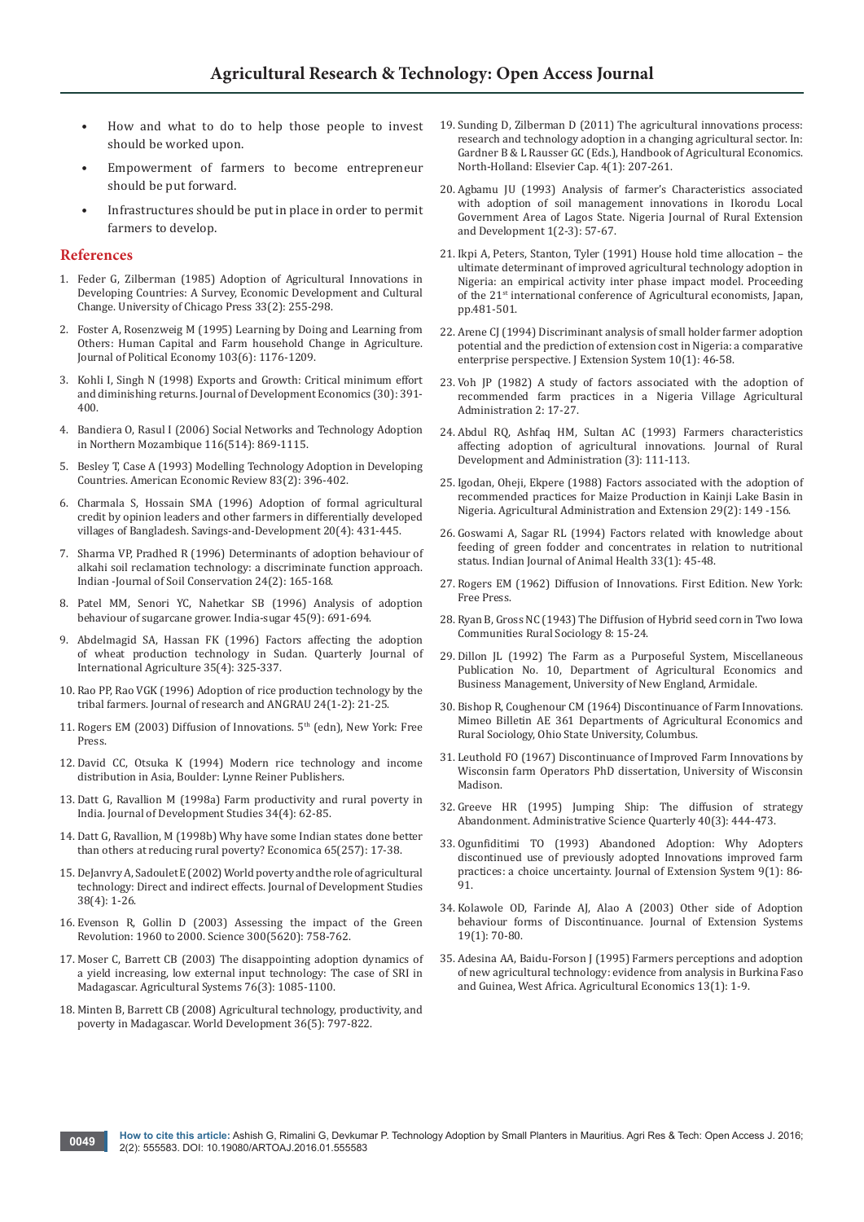- How and what to do to help those people to invest should be worked upon.
- Empowerment of farmers to become entrepreneur should be put forward.
- Infrastructures should be put in place in order to permit farmers to develop.

## References

1. Feder G, Zilberman (1985) Adoption of Agricultural Innovations in Developing Countries: A Survey, Economic Development and Cultural Change. University of Chicago Press 33(2): 255-298.
2. Foster A, Rosenzweig M (1995) Learning by Doing and Learning from Others: Human Capital and Farm household Change in Agriculture. Journal of Political Economy 103(6): 1176-1209.
3. Kohli I, Singh N (1998) Exports and Growth: Critical minimum effort and diminishing returns. Journal of Development Economics (30): 391-400.
4. Bandiera O, Rasul I (2006) Social Networks and Technology Adoption in Northern Mozambique 116(514): 869-1115.
5. Besley T, Case A (1993) Modelling Technology Adoption in Developing Countries. American Economic Review 83(2): 396-402.
6. Charmala S, Hossain SMA (1996) Adoption of formal agricultural credit by opinion leaders and other farmers in differentially developed villages of Bangladesh. Savings-and-Development 20(4): 431-445.
7. Sharma VP, Pradhed R (1996) Determinants of adoption behaviour of alkahi soil reclamation technology: a discriminate function approach. Indian -Journal of Soil Conservation 24(2): 165-168.
8. Patel MM, Senori YC, Nahetkar SB (1996) Analysis of adoption behaviour of sugarcane grower. India-sugar 45(9): 691-694.
9. Abdelmagid SA, Hassan FK (1996) Factors affecting the adoption of wheat production technology in Sudan. Quarterly Journal of International Agriculture 35(4): 325-337.
10. Rao PP, Rao VGK (1996) Adoption of rice production technology by the tribal farmers. Journal of research and ANGRAU 24(1-2): 21-25.
11. Rogers EM (2003) Diffusion of Innovations. 5th (edn), New York: Free Press.
12. David CC, Otsuka K (1994) Modern rice technology and income distribution in Asia, Boulder: Lynne Reiner Publishers.
13. Datt G, Ravallion M (1998a) Farm productivity and rural poverty in India. Journal of Development Studies 34(4): 62-85.
14. Datt G, Ravallion, M (1998b) Why have some Indian states done better than others at reducing rural poverty? Economica 65(257): 17-38.
15. DeJanvry A, Sadoulet E (2002) World poverty and the role of agricultural technology: Direct and indirect effects. Journal of Development Studies 38(4): 1-26.
16. Evenson R, Gollin D (2003) Assessing the impact of the Green Revolution: 1960 to 2000. Science 300(5620): 758-762.
17. Moser C, Barrett CB (2003) The disappointing adoption dynamics of a yield increasing, low external input technology: The case of SRI in Madagascar. Agricultural Systems 76(3): 1085-1100.
18. Minten B, Barrett CB (2008) Agricultural technology, productivity, and poverty in Madagascar. World Development 36(5): 797-822.
19. Sunding D, Zilberman D (2011) The agricultural innovations process: research and technology adoption in a changing agricultural sector. In: Gardner B & L Rausser GC (Eds.), Handbook of Agricultural Economics. North-Holland: Elsevier Cap. 4(1): 207-261.
20. Agbamu JU (1993) Analysis of farmer's Characteristics associated with adoption of soil management innovations in Ikorodu Local Government Area of Lagos State. Nigeria Journal of Rural Extension and Development 1(2-3): 57-67.
21. Ikpi A, Peters, Stanton, Tyler (1991) House hold time allocation – the ultimate determinant of improved agricultural technology adoption in Nigeria: an empirical activity inter phase impact model. Proceeding of the 21st international conference of Agricultural economists, Japan, pp.481-501.
22. Arene CJ (1994) Discriminant analysis of small holder farmer adoption potential and the prediction of extension cost in Nigeria: a comparative enterprise perspective. J Extension System 10(1): 46-58.
23. Voh JP (1982) A study of factors associated with the adoption of recommended farm practices in a Nigeria Village Agricultural Administration 2: 17-27.
24. Abdul RQ, Ashfaq HM, Sultan AC (1993) Farmers characteristics affecting adoption of agricultural innovations. Journal of Rural Development and Administration (3): 111-113.
25. Igodan, Oheji, Ekpere (1988) Factors associated with the adoption of recommended practices for Maize Production in Kainji Lake Basin in Nigeria. Agricultural Administration and Extension 29(2): 149 -156.
26. Goswami A, Sagar RL (1994) Factors related with knowledge about feeding of green fodder and concentrates in relation to nutritional status. Indian Journal of Animal Health 33(1): 45-48.
27. Rogers EM (1962) Diffusion of Innovations. First Edition. New York: Free Press.
28. Ryan B, Gross NC (1943) The Diffusion of Hybrid seed corn in Two Iowa Communities Rural Sociology 8: 15-24.
29. Dillon JL (1992) The Farm as a Purposeful System, Miscellaneous Publication No. 10, Department of Agricultural Economics and Business Management, University of New England, Armidale.
30. Bishop R, Coughenour CM (1964) Discontinuance of Farm Innovations. Mimeo Billetin AE 361 Departments of Agricultural Economics and Rural Sociology, Ohio State University, Columbus.
31. Leuthold FO (1967) Discontinuance of Improved Farm Innovations by Wisconsin farm Operators PhD dissertation, University of Wisconsin Madison.
32. Greeve HR (1995) Jumping Ship: The diffusion of strategy Abandonment. Administrative Science Quarterly 40(3): 444-473.
33. Ogunfiditimi TO (1993) Abandoned Adoption: Why Adopters discontinued use of previously adopted Innovations improved farm practices: a choice uncertainty. Journal of Extension System 9(1): 86-91.
34. Kolawole OD, Farinde AJ, Alao A (2003) Other side of Adoption behaviour forms of Discontinuance. Journal of Extension Systems 19(1): 70-80.
35. Adesina AA, Baidu-Forson J (1995) Farmers perceptions and adoption of new agricultural technology: evidence from analysis in Burkina Faso and Guinea, West Africa. Agricultural Economics 13(1): 1-9.

**How to cite this article:** Ashish G, Rimalini G, Devkumar P. Technology Adoption by Small Planters in Mauritius. Agri Res & Tech: Open Access J. 2016; 2(2): 555583. DOI: 10.19080/ARTOAJ.2016.01.555583